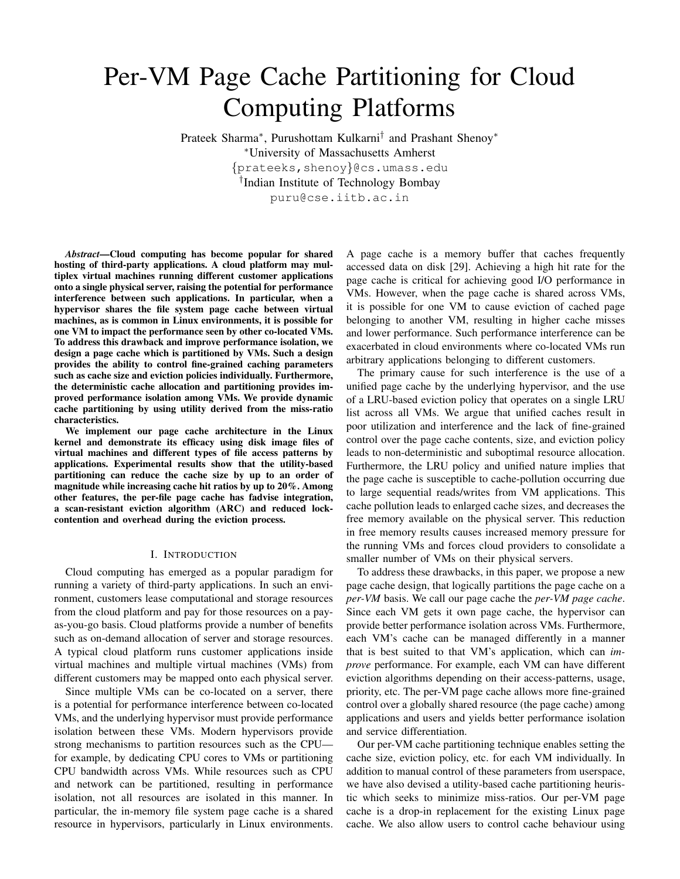# Per-VM Page Cache Partitioning for Cloud Computing Platforms

Prateek Sharma*, Purushottam Kulkarni† and Prashant Shenoy*

*University of Massachusetts Amherst

{prateeks,shenoy}@cs.umass.edu

†Indian Institute of Technology Bombay

puru@cse.iitb.ac.in

***Abstract*—Cloud computing has become popular for shared hosting of third-party applications. A cloud platform may multiplex virtual machines running different customer applications onto a single physical server, raising the potential for performance interference between such applications. In particular, when a hypervisor shares the file system page cache between virtual machines, as is common in Linux environments, it is possible for one VM to impact the performance seen by other co-located VMs. To address this drawback and improve performance isolation, we design a page cache which is partitioned by VMs. Such a design provides the ability to control fine-grained caching parameters such as cache size and eviction policies individually. Furthermore, the deterministic cache allocation and partitioning provides improved performance isolation among VMs. We provide dynamic cache partitioning by using utility derived from the miss-ratio characteristics.**

**We implement our page cache architecture in the Linux kernel and demonstrate its efficacy using disk image files of virtual machines and different types of file access patterns by applications. Experimental results show that the utility-based partitioning can reduce the cache size by up to an order of magnitude while increasing cache hit ratios by up to 20%. Among other features, the per-file page cache has fadvise integration, a scan-resistant eviction algorithm (ARC) and reduced lock-contention and overhead during the eviction process.**

## I. Introduction

Cloud computing has emerged as a popular paradigm for running a variety of third-party applications. In such an environment, customers lease computational and storage resources from the cloud platform and pay for those resources on a pay-as-you-go basis. Cloud platforms provide a number of benefits such as on-demand allocation of server and storage resources. A typical cloud platform runs customer applications inside virtual machines and multiple virtual machines (VMs) from different customers may be mapped onto each physical server.

Since multiple VMs can be co-located on a server, there is a potential for performance interference between co-located VMs, and the underlying hypervisor must provide performance isolation between these VMs. Modern hypervisors provide strong mechanisms to partition resources such as the CPU—for example, by dedicating CPU cores to VMs or partitioning CPU bandwidth across VMs. While resources such as CPU and network can be partitioned, resulting in performance isolation, not all resources are isolated in this manner. In particular, the in-memory file system page cache is a shared resource in hypervisors, particularly in Linux environments. A page cache is a memory buffer that caches frequently accessed data on disk [29]. Achieving a high hit rate for the page cache is critical for achieving good I/O performance in VMs. However, when the page cache is shared across VMs, it is possible for one VM to cause eviction of cached page belonging to another VM, resulting in higher cache misses and lower performance. Such performance interference can be exacerbated in cloud environments where co-located VMs run arbitrary applications belonging to different customers.

The primary cause for such interference is the use of a unified page cache by the underlying hypervisor, and the use of a LRU-based eviction policy that operates on a single LRU list across all VMs. We argue that unified caches result in poor utilization and interference and the lack of fine-grained control over the page cache contents, size, and eviction policy leads to non-deterministic and suboptimal resource allocation. Furthermore, the LRU policy and unified nature implies that the page cache is susceptible to cache-pollution occurring due to large sequential reads/writes from VM applications. This cache pollution leads to enlarged cache sizes, and decreases the free memory available on the physical server. This reduction in free memory results causes increased memory pressure for the running VMs and forces cloud providers to consolidate a smaller number of VMs on their physical servers.

To address these drawbacks, in this paper, we propose a new page cache design, that logically partitions the page cache on a *per-VM* basis. We call our page cache the *per-VM page cache*. Since each VM gets it own page cache, the hypervisor can provide better performance isolation across VMs. Furthermore, each VM's cache can be managed differently in a manner that is best suited to that VM's application, which can *improve* performance. For example, each VM can have different eviction algorithms depending on their access-patterns, usage, priority, etc. The per-VM page cache allows more fine-grained control over a globally shared resource (the page cache) among applications and users and yields better performance isolation and service differentiation.

Our per-VM cache partitioning technique enables setting the cache size, eviction policy, etc. for each VM individually. In addition to manual control of these parameters from userspace, we have also devised a utility-based cache partitioning heuristic which seeks to minimize miss-ratios. Our per-VM page cache is a drop-in replacement for the existing Linux page cache. We also allow users to control cache behaviour using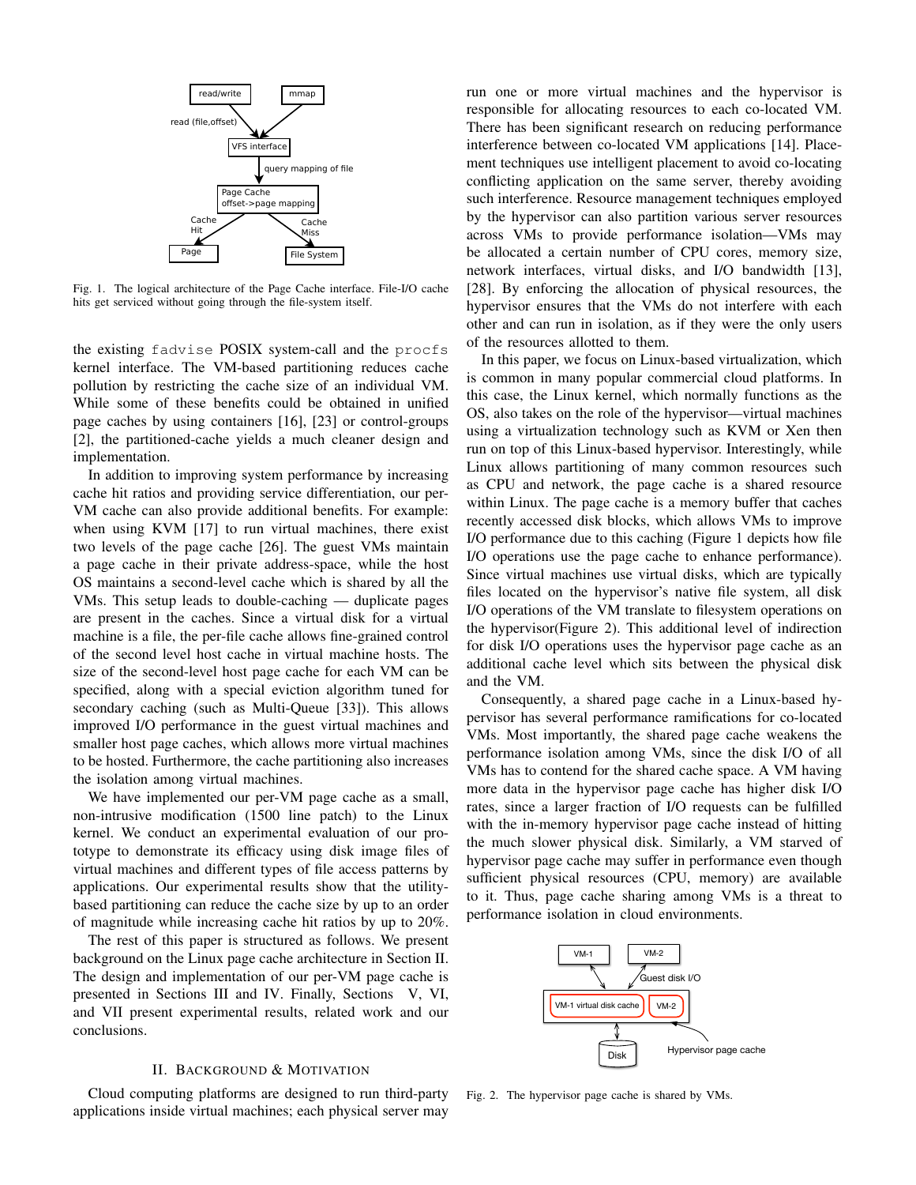Fig. 1. The logical architecture of the Page Cache interface. File-I/O cache hits get serviced without going through the file-system itself.

the existing `fadvise` POSIX system-call and the `procfs` kernel interface. The VM-based partitioning reduces cache pollution by restricting the cache size of an individual VM. While some of these benefits could be obtained in unified page caches by using containers [16], [23] or control-groups [2], the partitioned-cache yields a much cleaner design and implementation.

In addition to improving system performance by increasing cache hit ratios and providing service differentiation, our per-VM cache can also provide additional benefits. For example: when using KVM [17] to run virtual machines, there exist two levels of the page cache [26]. The guest VMs maintain a page cache in their private address-space, while the host OS maintains a second-level cache which is shared by all the VMs. This setup leads to double-caching — duplicate pages are present in the caches. Since a virtual disk for a virtual machine is a file, the per-file cache allows fine-grained control of the second level host cache in virtual machine hosts. The size of the second-level host page cache for each VM can be specified, along with a special eviction algorithm tuned for secondary caching (such as Multi-Queue [33]). This allows improved I/O performance in the guest virtual machines and smaller host page caches, which allows more virtual machines to be hosted. Furthermore, the cache partitioning also increases the isolation among virtual machines.

We have implemented our per-VM page cache as a small, non-intrusive modification (1500 line patch) to the Linux kernel. We conduct an experimental evaluation of our prototype to demonstrate its efficacy using disk image files of virtual machines and different types of file access patterns by applications. Our experimental results show that the utility-based partitioning can reduce the cache size by up to an order of magnitude while increasing cache hit ratios by up to 20%.

The rest of this paper is structured as follows. We present background on the Linux page cache architecture in Section II. The design and implementation of our per-VM page cache is presented in Sections III and IV. Finally, Sections V, VI, and VII present experimental results, related work and our conclusions.

## II. Background & Motivation

Cloud computing platforms are designed to run third-party applications inside virtual machines; each physical server may run one or more virtual machines and the hypervisor is responsible for allocating resources to each co-located VM. There has been significant research on reducing performance interference between co-located VM applications [14]. Placement techniques use intelligent placement to avoid co-locating conflicting application on the same server, thereby avoiding such interference. Resource management techniques employed by the hypervisor can also partition various server resources across VMs to provide performance isolation—VMs may be allocated a certain number of CPU cores, memory size, network interfaces, virtual disks, and I/O bandwidth [13], [28]. By enforcing the allocation of physical resources, the hypervisor ensures that the VMs do not interfere with each other and can run in isolation, as if they were the only users of the resources allotted to them.

In this paper, we focus on Linux-based virtualization, which is common in many popular commercial cloud platforms. In this case, the Linux kernel, which normally functions as the OS, also takes on the role of the hypervisor—virtual machines using a virtualization technology such as KVM or Xen then run on top of this Linux-based hypervisor. Interestingly, while Linux allows partitioning of many common resources such as CPU and network, the page cache is a shared resource within Linux. The page cache is a memory buffer that caches recently accessed disk blocks, which allows VMs to improve I/O performance due to this caching (Figure 1 depicts how file I/O operations use the page cache to enhance performance). Since virtual machines use virtual disks, which are typically files located on the hypervisor's native file system, all disk I/O operations of the VM translate to filesystem operations on the hypervisor(Figure 2). This additional level of indirection for disk I/O operations uses the hypervisor page cache as an additional cache level which sits between the physical disk and the VM.

Consequently, a shared page cache in a Linux-based hypervisor has several performance ramifications for co-located VMs. Most importantly, the shared page cache weakens the performance isolation among VMs, since the disk I/O of all VMs has to contend for the shared cache space. A VM having more data in the hypervisor page cache has higher disk I/O rates, since a larger fraction of I/O requests can be fulfilled with the in-memory hypervisor page cache instead of hitting the much slower physical disk. Similarly, a VM starved of hypervisor page cache may suffer in performance even though sufficient physical resources (CPU, memory) are available to it. Thus, page cache sharing among VMs is a threat to performance isolation in cloud environments.

Fig. 2. The hypervisor page cache is shared by VMs.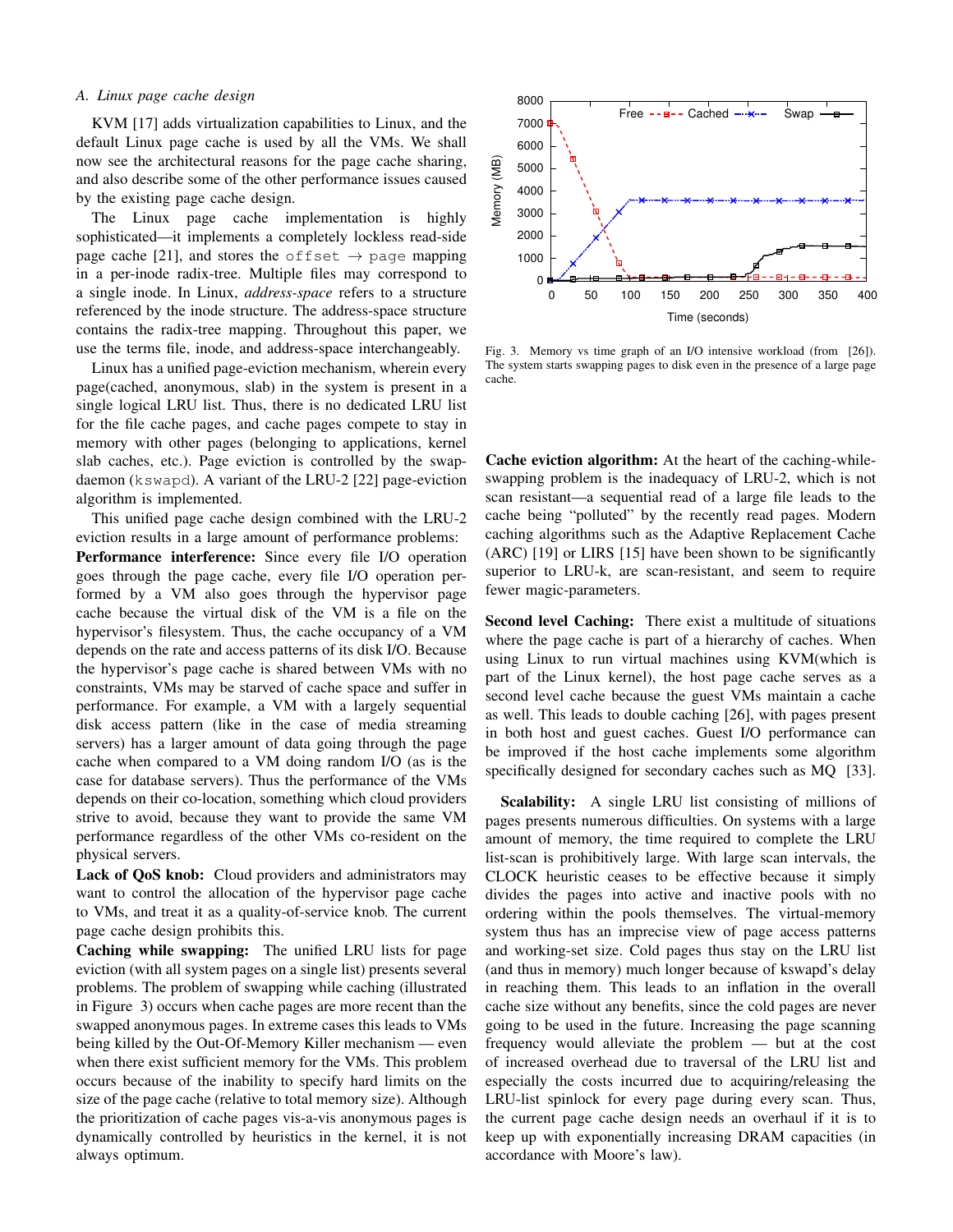### A. Linux page cache design

KVM [17] adds virtualization capabilities to Linux, and the default Linux page cache is used by all the VMs. We shall now see the architectural reasons for the page cache sharing, and also describe some of the other performance issues caused by the existing page cache design.

The Linux page cache implementation is highly sophisticated—it implements a completely lockless read-side page cache [21], and stores the `offset` → `page` mapping in a per-inode radix-tree. Multiple files may correspond to a single inode. In Linux, *address-space* refers to a structure referenced by the inode structure. The address-space structure contains the radix-tree mapping. Throughout this paper, we use the terms file, inode, and address-space interchangeably.

Linux has a unified page-eviction mechanism, wherein every page(cached, anonymous, slab) in the system is present in a single logical LRU list. Thus, there is no dedicated LRU list for the file cache pages, and cache pages compete to stay in memory with other pages (belonging to applications, kernel slab caches, etc.). Page eviction is controlled by the swap-daemon (`kswapd`). A variant of the LRU-2 [22] page-eviction algorithm is implemented.

This unified page cache design combined with the LRU-2 eviction results in a large amount of performance problems:

**Performance interference:** Since every file I/O operation goes through the page cache, every file I/O operation performed by a VM also goes through the hypervisor page cache because the virtual disk of the VM is a file on the hypervisor's filesystem. Thus, the cache occupancy of a VM depends on the rate and access patterns of its disk I/O. Because the hypervisor's page cache is shared between VMs with no constraints, VMs may be starved of cache space and suffer in performance. For example, a VM with a largely sequential disk access pattern (like in the case of media streaming servers) has a larger amount of data going through the page cache when compared to a VM doing random I/O (as is the case for database servers). Thus the performance of the VMs depends on their co-location, something which cloud providers strive to avoid, because they want to provide the same VM performance regardless of the other VMs co-resident on the physical servers.

**Lack of QoS knob:** Cloud providers and administrators may want to control the allocation of the hypervisor page cache to VMs, and treat it as a quality-of-service knob. The current page cache design prohibits this.

**Caching while swapping:** The unified LRU lists for page eviction (with all system pages on a single list) presents several problems. The problem of swapping while caching (illustrated in Figure 3) occurs when cache pages are more recent than the swapped anonymous pages. In extreme cases this leads to VMs being killed by the Out-Of-Memory Killer mechanism — even when there exist sufficient memory for the VMs. This problem occurs because of the inability to specify hard limits on the size of the page cache (relative to total memory size). Although the prioritization of cache pages vis-a-vis anonymous pages is dynamically controlled by heuristics in the kernel, it is not always optimum.

Fig. 3. Memory vs time graph of an I/O intensive workload (from [26]). The system starts swapping pages to disk even in the presence of a large page cache.

**Cache eviction algorithm:** At the heart of the caching-while-swapping problem is the inadequacy of LRU-2, which is not scan resistant—a sequential read of a large file leads to the cache being "polluted" by the recently read pages. Modern caching algorithms such as the Adaptive Replacement Cache (ARC) [19] or LIRS [15] have been shown to be significantly superior to LRU-k, are scan-resistant, and seem to require fewer magic-parameters.

**Second level Caching:** There exist a multitude of situations where the page cache is part of a hierarchy of caches. When using Linux to run virtual machines using KVM(which is part of the Linux kernel), the host page cache serves as a second level cache because the guest VMs maintain a cache as well. This leads to double caching [26], with pages present in both host and guest caches. Guest I/O performance can be improved if the host cache implements some algorithm specifically designed for secondary caches such as MQ [33].

**Scalability:** A single LRU list consisting of millions of pages presents numerous difficulties. On systems with a large amount of memory, the time required to complete the LRU list-scan is prohibitively large. With large scan intervals, the CLOCK heuristic ceases to be effective because it simply divides the pages into active and inactive pools with no ordering within the pools themselves. The virtual-memory system thus has an imprecise view of page access patterns and working-set size. Cold pages thus stay on the LRU list (and thus in memory) much longer because of kswapd's delay in reaching them. This leads to an inflation in the overall cache size without any benefits, since the cold pages are never going to be used in the future. Increasing the page scanning frequency would alleviate the problem — but at the cost of increased overhead due to traversal of the LRU list and especially the costs incurred due to acquiring/releasing the LRU-list spinlock for every page during every scan. Thus, the current page cache design needs an overhaul if it is to keep up with exponentially increasing DRAM capacities (in accordance with Moore's law).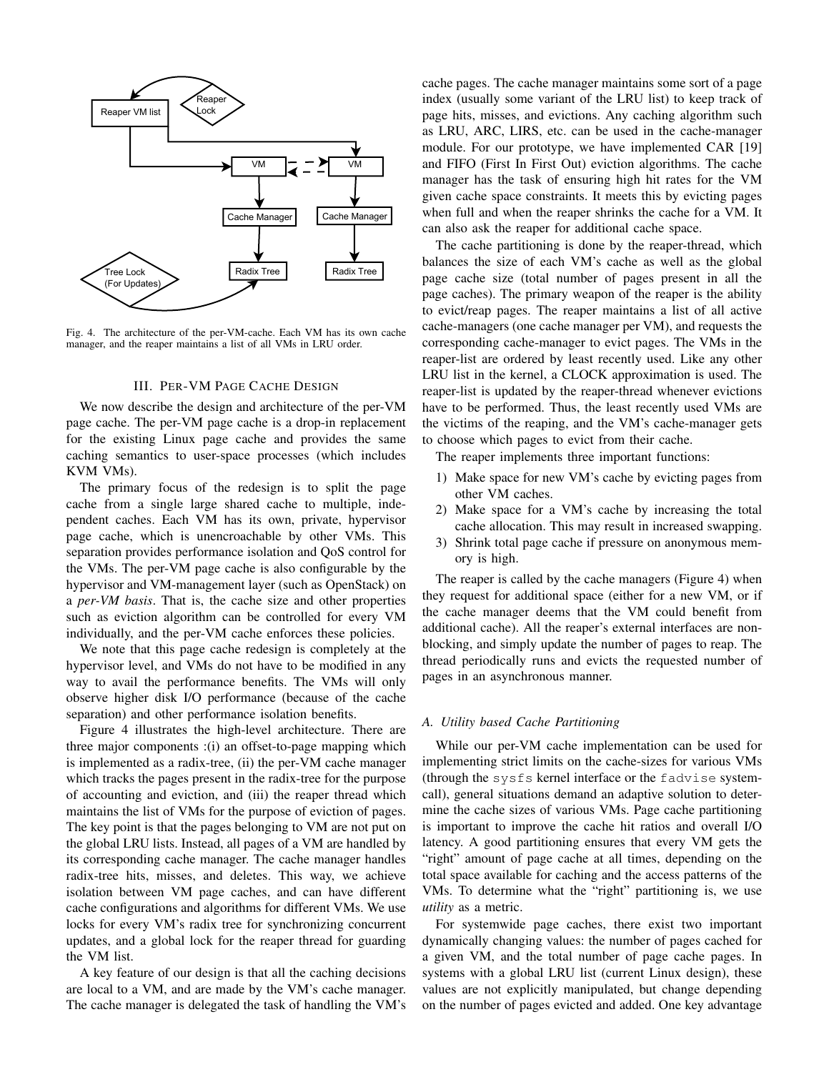Fig. 4. The architecture of the per-VM-cache. Each VM has its own cache manager, and the reaper maintains a list of all VMs in LRU order.

## III. Per-VM Page Cache Design

We now describe the design and architecture of the per-VM page cache. The per-VM page cache is a drop-in replacement for the existing Linux page cache and provides the same caching semantics to user-space processes (which includes KVM VMs).

The primary focus of the redesign is to split the page cache from a single large shared cache to multiple, independent caches. Each VM has its own, private, hypervisor page cache, which is unencroachable by other VMs. This separation provides performance isolation and QoS control for the VMs. The per-VM page cache is also configurable by the hypervisor and VM-management layer (such as OpenStack) on a *per-VM basis*. That is, the cache size and other properties such as eviction algorithm can be controlled for every VM individually, and the per-VM cache enforces these policies.

We note that this page cache redesign is completely at the hypervisor level, and VMs do not have to be modified in any way to avail the performance benefits. The VMs will only observe higher disk I/O performance (because of the cache separation) and other performance isolation benefits.

Figure 4 illustrates the high-level architecture. There are three major components :(i) an offset-to-page mapping which is implemented as a radix-tree, (ii) the per-VM cache manager which tracks the pages present in the radix-tree for the purpose of accounting and eviction, and (iii) the reaper thread which maintains the list of VMs for the purpose of eviction of pages. The key point is that the pages belonging to VM are not put on the global LRU lists. Instead, all pages of a VM are handled by its corresponding cache manager. The cache manager handles radix-tree hits, misses, and deletes. This way, we achieve isolation between VM page caches, and can have different cache configurations and algorithms for different VMs. We use locks for every VM's radix tree for synchronizing concurrent updates, and a global lock for the reaper thread for guarding the VM list.

A key feature of our design is that all the caching decisions are local to a VM, and are made by the VM's cache manager. The cache manager is delegated the task of handling the VM's cache pages. The cache manager maintains some sort of a page index (usually some variant of the LRU list) to keep track of page hits, misses, and evictions. Any caching algorithm such as LRU, ARC, LIRS, etc. can be used in the cache-manager module. For our prototype, we have implemented CAR [19] and FIFO (First In First Out) eviction algorithms. The cache manager has the task of ensuring high hit rates for the VM given cache space constraints. It meets this by evicting pages when full and when the reaper shrinks the cache for a VM. It can also ask the reaper for additional cache space.

The cache partitioning is done by the reaper-thread, which balances the size of each VM's cache as well as the global page cache size (total number of pages present in all the page caches). The primary weapon of the reaper is the ability to evict/reap pages. The reaper maintains a list of all active cache-managers (one cache manager per VM), and requests the corresponding cache-manager to evict pages. The VMs in the reaper-list are ordered by least recently used. Like any other LRU list in the kernel, a CLOCK approximation is used. The reaper-list is updated by the reaper-thread whenever evictions have to be performed. Thus, the least recently used VMs are the victims of the reaping, and the VM's cache-manager gets to choose which pages to evict from their cache.

The reaper implements three important functions:

1) Make space for new VM's cache by evicting pages from other VM caches.
2) Make space for a VM's cache by increasing the total cache allocation. This may result in increased swapping.
3) Shrink total page cache if pressure on anonymous memory is high.

The reaper is called by the cache managers (Figure 4) when they request for additional space (either for a new VM, or if the cache manager deems that the VM could benefit from additional cache). All the reaper's external interfaces are non-blocking, and simply update the number of pages to reap. The thread periodically runs and evicts the requested number of pages in an asynchronous manner.

### A. Utility based Cache Partitioning

While our per-VM cache implementation can be used for implementing strict limits on the cache-sizes for various VMs (through the `sysfs` kernel interface or the `fadvise` system-call), general situations demand an adaptive solution to determine the cache sizes of various VMs. Page cache partitioning is important to improve the cache hit ratios and overall I/O latency. A good partitioning ensures that every VM gets the "right" amount of page cache at all times, depending on the total space available for caching and the access patterns of the VMs. To determine what the "right" partitioning is, we use *utility* as a metric.

For systemwide page caches, there exist two important dynamically changing values: the number of pages cached for a given VM, and the total number of page cache pages. In systems with a global LRU list (current Linux design), these values are not explicitly manipulated, but change depending on the number of pages evicted and added. One key advantage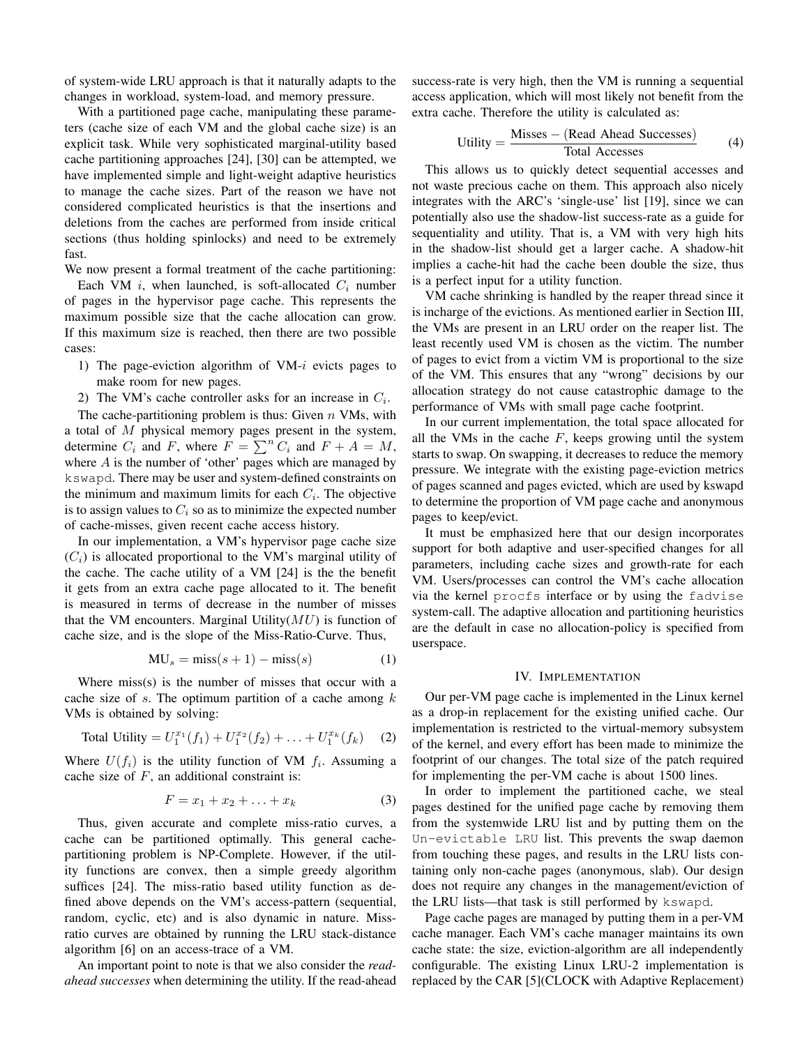of system-wide LRU approach is that it naturally adapts to the changes in workload, system-load, and memory pressure.

With a partitioned page cache, manipulating these parameters (cache size of each VM and the global cache size) is an explicit task. While very sophisticated marginal-utility based cache partitioning approaches [24], [30] can be attempted, we have implemented simple and light-weight adaptive heuristics to manage the cache sizes. Part of the reason we have not considered complicated heuristics is that the insertions and deletions from the caches are performed from inside critical sections (thus holding spinlocks) and need to be extremely fast.

We now present a formal treatment of the cache partitioning:

Each VM $i$, when launched, is soft-allocated $C_i$ number of pages in the hypervisor page cache. This represents the maximum possible size that the cache allocation can grow. If this maximum size is reached, then there are two possible cases:

1) The page-eviction algorithm of VM-$i$ evicts pages to make room for new pages.
2) The VM's cache controller asks for an increase in $C_i$.

The cache-partitioning problem is thus: Given $n$ VMs, with a total of $M$ physical memory pages present in the system, determine $C_i$ and $F$, where $F = \sum^n C_i$ and $F + A = M$, where $A$ is the number of 'other' pages which are managed by kswapd. There may be user and system-defined constraints on the minimum and maximum limits for each $C_i$. The objective is to assign values to $C_i$ so as to minimize the expected number of cache-misses, given recent cache access history.

In our implementation, a VM's hypervisor page cache size ($C_i$) is allocated proportional to the VM's marginal utility of the cache. The cache utility of a VM [24] is the the benefit it gets from an extra cache page allocated to it. The benefit is measured in terms of decrease in the number of misses that the VM encounters. Marginal Utility($MU$) is function of cache size, and is the slope of the Miss-Ratio-Curve. Thus,

$$\text{MU}_s = \text{miss}(s+1) - \text{miss}(s) \tag{1}$$

Where miss(s) is the number of misses that occur with a cache size of $s$. The optimum partition of a cache among $k$ VMs is obtained by solving:

$$\text{Total Utility} = U_1^{x_1}(f_1) + U_1^{x_2}(f_2) + \ldots + U_1^{x_k}(f_k) \tag{2}$$

Where $U(f_i)$ is the utility function of VM $f_i$. Assuming a cache size of $F$, an additional constraint is:

$$F = x_1 + x_2 + \ldots + x_k \tag{3}$$

Thus, given accurate and complete miss-ratio curves, a cache can be partitioned optimally. This general cache-partitioning problem is NP-Complete. However, if the utility functions are convex, then a simple greedy algorithm suffices [24]. The miss-ratio based utility function as defined above depends on the VM's access-pattern (sequential, random, cyclic, etc) and is also dynamic in nature. Miss-ratio curves are obtained by running the LRU stack-distance algorithm [6] on an access-trace of a VM.

An important point to note is that we also consider the *read-ahead successes* when determining the utility. If the read-ahead success-rate is very high, then the VM is running a sequential access application, which will most likely not benefit from the extra cache. Therefore the utility is calculated as:

$$\text{Utility} = \frac{\text{Misses} - (\text{Read Ahead Successes})}{\text{Total Accesses}} \tag{4}$$

This allows us to quickly detect sequential accesses and not waste precious cache on them. This approach also nicely integrates with the ARC's 'single-use' list [19], since we can potentially also use the shadow-list success-rate as a guide for sequentiality and utility. That is, a VM with very high hits in the shadow-list should get a larger cache. A shadow-hit implies a cache-hit had the cache been double the size, thus is a perfect input for a utility function.

VM cache shrinking is handled by the reaper thread since it is incharge of the evictions. As mentioned earlier in Section III, the VMs are present in an LRU order on the reaper list. The least recently used VM is chosen as the victim. The number of pages to evict from a victim VM is proportional to the size of the VM. This ensures that any "wrong" decisions by our allocation strategy do not cause catastrophic damage to the performance of VMs with small page cache footprint.

In our current implementation, the total space allocated for all the VMs in the cache $F$, keeps growing until the system starts to swap. On swapping, it decreases to reduce the memory pressure. We integrate with the existing page-eviction metrics of pages scanned and pages evicted, which are used by kswapd to determine the proportion of VM page cache and anonymous pages to keep/evict.

It must be emphasized here that our design incorporates support for both adaptive and user-specified changes for all parameters, including cache sizes and growth-rate for each VM. Users/processes can control the VM's cache allocation via the kernel procfs interface or by using the fadvise system-call. The adaptive allocation and partitioning heuristics are the default in case no allocation-policy is specified from userspace.

## IV. Implementation

Our per-VM page cache is implemented in the Linux kernel as a drop-in replacement for the existing unified cache. Our implementation is restricted to the virtual-memory subsystem of the kernel, and every effort has been made to minimize the footprint of our changes. The total size of the patch required for implementing the per-VM cache is about 1500 lines.

In order to implement the partitioned cache, we steal pages destined for the unified page cache by removing them from the systemwide LRU list and by putting them on the Un-evictable LRU list. This prevents the swap daemon from touching these pages, and results in the LRU lists containing only non-cache pages (anonymous, slab). Our design does not require any changes in the management/eviction of the LRU lists—that task is still performed by kswapd.

Page cache pages are managed by putting them in a per-VM cache manager. Each VM's cache manager maintains its own cache state: the size, eviction-algorithm are all independently configurable. The existing Linux LRU-2 implementation is replaced by the CAR [5](CLOCK with Adaptive Replacement)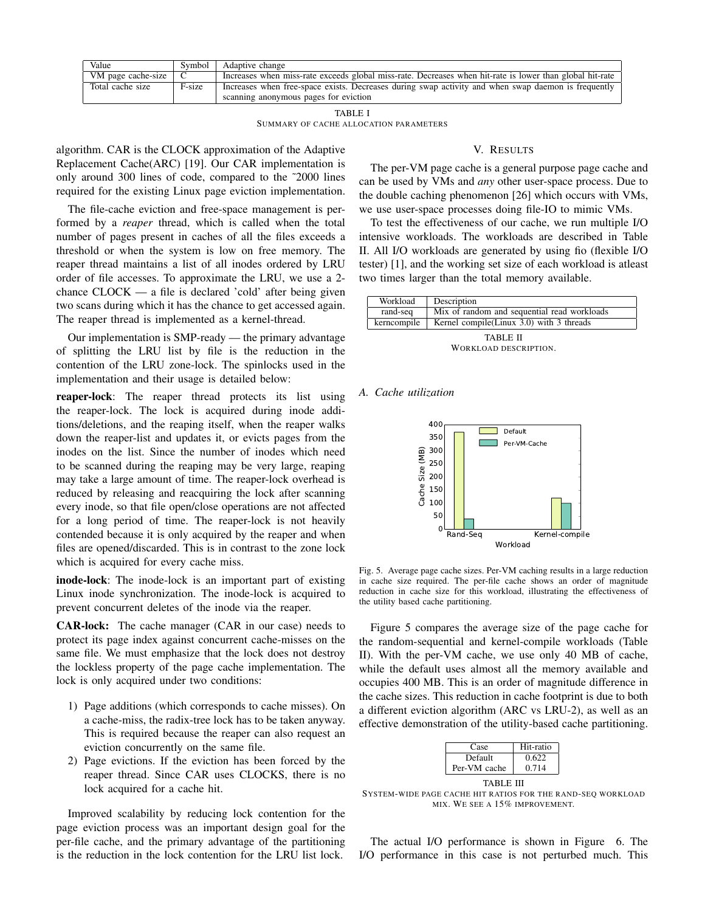| Value | Symbol | Adaptive change |
|---|---|---|
| VM page cache-size | C | Increases when miss-rate exceeds global miss-rate. Decreases when hit-rate is lower than global hit-rate |
| Total cache size | F-size | Increases when free-space exists. Decreases during swap activity and when swap daemon is frequently scanning anonymous pages for eviction |

TABLE I
SUMMARY OF CACHE ALLOCATION PARAMETERS

algorithm. CAR is the CLOCK approximation of the Adaptive Replacement Cache(ARC) [19]. Our CAR implementation is only around 300 lines of code, compared to the ~2000 lines required for the existing Linux page eviction implementation.

The file-cache eviction and free-space management is performed by a *reaper* thread, which is called when the total number of pages present in caches of all the files exceeds a threshold or when the system is low on free memory. The reaper thread maintains a list of all inodes ordered by LRU order of file accesses. To approximate the LRU, we use a 2-chance CLOCK — a file is declared 'cold' after being given two scans during which it has the chance to get accessed again. The reaper thread is implemented as a kernel-thread.

Our implementation is SMP-ready — the primary advantage of splitting the LRU list by file is the reduction in the contention of the LRU zone-lock. The spinlocks used in the implementation and their usage is detailed below:

**reaper-lock**: The reaper thread protects its list using the reaper-lock. The lock is acquired during inode additions/deletions, and the reaping itself, when the reaper walks down the reaper-list and updates it, or evicts pages from the inodes on the list. Since the number of inodes which need to be scanned during the reaping may be very large, reaping may take a large amount of time. The reaper-lock overhead is reduced by releasing and reacquiring the lock after scanning every inode, so that file open/close operations are not affected for a long period of time. The reaper-lock is not heavily contended because it is only acquired by the reaper and when files are opened/discarded. This is in contrast to the zone lock which is acquired for every cache miss.

**inode-lock**: The inode-lock is an important part of existing Linux inode synchronization. The inode-lock is acquired to prevent concurrent deletes of the inode via the reaper.

**CAR-lock:** The cache manager (CAR in our case) needs to protect its page index against concurrent cache-misses on the same file. We must emphasize that the lock does not destroy the lockless property of the page cache implementation. The lock is only acquired under two conditions:

1) Page additions (which corresponds to cache misses). On a cache-miss, the radix-tree lock has to be taken anyway. This is required because the reaper can also request an eviction concurrently on the same file.
2) Page evictions. If the eviction has been forced by the reaper thread. Since CAR uses CLOCKS, there is no lock acquired for a cache hit.

Improved scalability by reducing lock contention for the page eviction process was an important design goal for the per-file cache, and the primary advantage of the partitioning is the reduction in the lock contention for the LRU list lock.

## V. Results

The per-VM page cache is a general purpose page cache and can be used by VMs and *any* other user-space process. Due to the double caching phenomenon [26] which occurs with VMs, we use user-space processes doing file-IO to mimic VMs.

To test the effectiveness of our cache, we run multiple I/O intensive workloads. The workloads are described in Table II. All I/O workloads are generated by using fio (flexible I/O tester) [1], and the working set size of each workload is atleast two times larger than the total memory available.

| Workload | Description |
|---|---|
| rand-seq | Mix of random and sequential read workloads |
| kerncompile | Kernel compile(Linux 3.0) with 3 threads |

TABLE II
WORKLOAD DESCRIPTION.

### A. Cache utilization

Fig. 5. Average page cache sizes. Per-VM caching results in a large reduction in cache size required. The per-file cache shows an order of magnitude reduction in cache size for this workload, illustrating the effectiveness of the utility based cache partitioning.

Figure 5 compares the average size of the page cache for the random-sequential and kernel-compile workloads (Table II). With the per-VM cache, we use only 40 MB of cache, while the default uses almost all the memory available and occupies 400 MB. This is an order of magnitude difference in the cache sizes. This reduction in cache footprint is due to both a different eviction algorithm (ARC vs LRU-2), as well as an effective demonstration of the utility-based cache partitioning.

| Case | Hit-ratio |
|---|---|
| Default | 0.622 |
| Per-VM cache | 0.714 |

TABLE III
SYSTEM-WIDE PAGE CACHE HIT RATIOS FOR THE RAND-SEQ WORKLOAD MIX. WE SEE A 15% IMPROVEMENT.

The actual I/O performance is shown in Figure 6. The I/O performance in this case is not perturbed much. This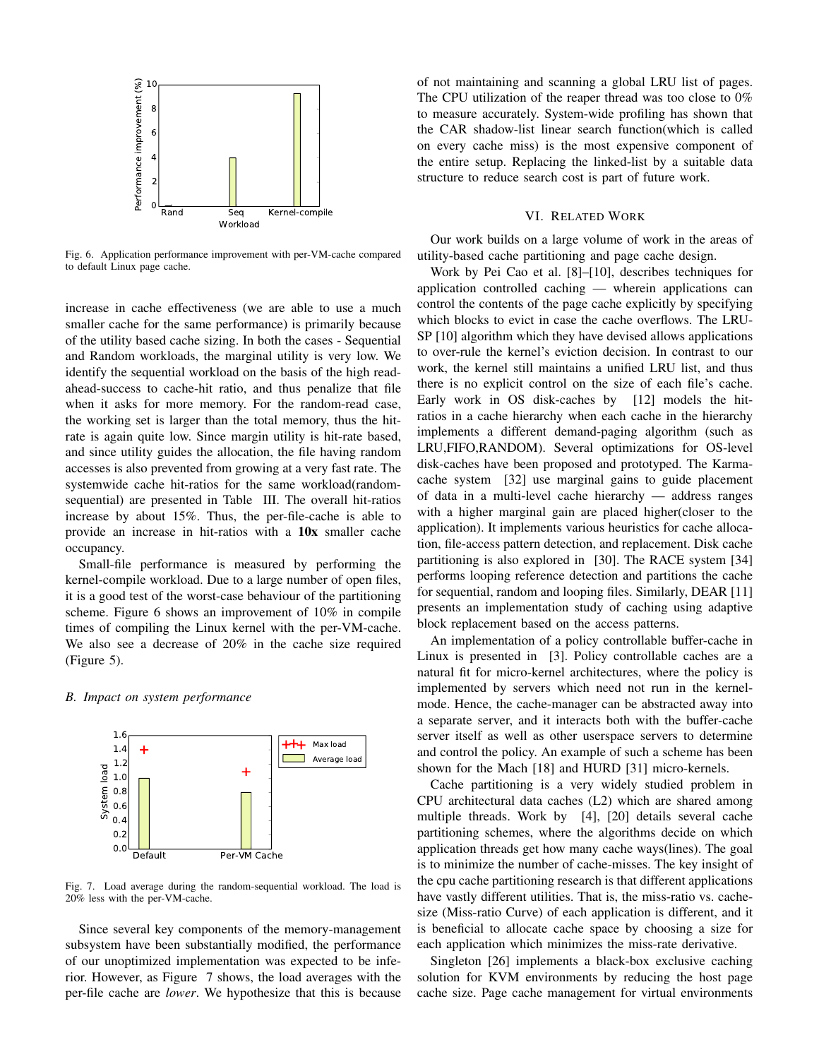Fig. 6. Application performance improvement with per-VM-cache compared to default Linux page cache.

increase in cache effectiveness (we are able to use a much smaller cache for the same performance) is primarily because of the utility based cache sizing. In both the cases - Sequential and Random workloads, the marginal utility is very low. We identify the sequential workload on the basis of the high read-ahead-success to cache-hit ratio, and thus penalize that file when it asks for more memory. For the random-read case, the working set is larger than the total memory, thus the hit-rate is again quite low. Since margin utility is hit-rate based, and since utility guides the allocation, the file having random accesses is also prevented from growing at a very fast rate. The systemwide cache hit-ratios for the same workload(random-sequential) are presented in Table III. The overall hit-ratios increase by about 15%. Thus, the per-file-cache is able to provide an increase in hit-ratios with a **10x** smaller cache occupancy.

Small-file performance is measured by performing the kernel-compile workload. Due to a large number of open files, it is a good test of the worst-case behaviour of the partitioning scheme. Figure 6 shows an improvement of 10% in compile times of compiling the Linux kernel with the per-VM-cache. We also see a decrease of 20% in the cache size required (Figure 5).

### *B. Impact on system performance*

Fig. 7. Load average during the random-sequential workload. The load is 20% less with the per-VM-cache.

Since several key components of the memory-management subsystem have been substantially modified, the performance of our unoptimized implementation was expected to be inferior. However, as Figure 7 shows, the load averages with the per-file cache are *lower*. We hypothesize that this is because of not maintaining and scanning a global LRU list of pages. The CPU utilization of the reaper thread was too close to 0% to measure accurately. System-wide profiling has shown that the CAR shadow-list linear search function(which is called on every cache miss) is the most expensive component of the entire setup. Replacing the linked-list by a suitable data structure to reduce search cost is part of future work.

## VI. Related Work

Our work builds on a large volume of work in the areas of utility-based cache partitioning and page cache design.

Work by Pei Cao et al. [8]–[10], describes techniques for application controlled caching — wherein applications can control the contents of the page cache explicitly by specifying which blocks to evict in case the cache overflows. The LRU-SP [10] algorithm which they have devised allows applications to over-rule the kernel's eviction decision. In contrast to our work, the kernel still maintains a unified LRU list, and thus there is no explicit control on the size of each file's cache. Early work in OS disk-caches by [12] models the hit-ratios in a cache hierarchy when each cache in the hierarchy implements a different demand-paging algorithm (such as LRU,FIFO,RANDOM). Several optimizations for OS-level disk-caches have been proposed and prototyped. The Karma-cache system [32] use marginal gains to guide placement of data in a multi-level cache hierarchy — address ranges with a higher marginal gain are placed higher(closer to the application). It implements various heuristics for cache allocation, file-access pattern detection, and replacement. Disk cache partitioning is also explored in [30]. The RACE system [34] performs looping reference detection and partitions the cache for sequential, random and looping files. Similarly, DEAR [11] presents an implementation study of caching using adaptive block replacement based on the access patterns.

An implementation of a policy controllable buffer-cache in Linux is presented in [3]. Policy controllable caches are a natural fit for micro-kernel architectures, where the policy is implemented by servers which need not run in the kernel-mode. Hence, the cache-manager can be abstracted away into a separate server, and it interacts both with the buffer-cache server itself as well as other userspace servers to determine and control the policy. An example of such a scheme has been shown for the Mach [18] and HURD [31] micro-kernels.

Cache partitioning is a very widely studied problem in CPU architectural data caches (L2) which are shared among multiple threads. Work by [4], [20] details several cache partitioning schemes, where the algorithms decide on which application threads get how many cache ways(lines). The goal is to minimize the number of cache-misses. The key insight of the cpu cache partitioning research is that different applications have vastly different utilities. That is, the miss-ratio vs. cache-size (Miss-ratio Curve) of each application is different, and it is beneficial to allocate cache space by choosing a size for each application which minimizes the miss-rate derivative.

Singleton [26] implements a black-box exclusive caching solution for KVM environments by reducing the host page cache size. Page cache management for virtual environments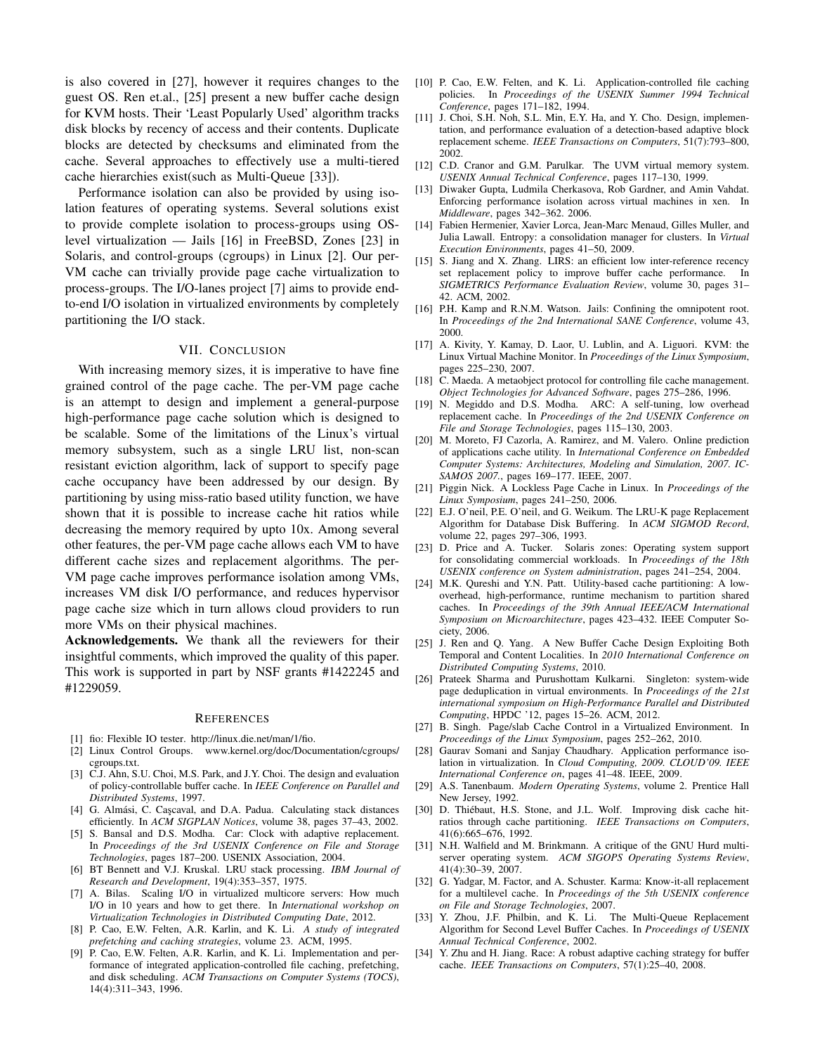is also covered in [27], however it requires changes to the guest OS. Ren et.al., [25] present a new buffer cache design for KVM hosts. Their 'Least Popularly Used' algorithm tracks disk blocks by recency of access and their contents. Duplicate blocks are detected by checksums and eliminated from the cache. Several approaches to effectively use a multi-tiered cache hierarchies exist(such as Multi-Queue [33]).

Performance isolation can also be provided by using isolation features of operating systems. Several solutions exist to provide complete isolation to process-groups using OS-level virtualization — Jails [16] in FreeBSD, Zones [23] in Solaris, and control-groups (cgroups) in Linux [2]. Our per-VM cache can trivially provide page cache virtualization to process-groups. The I/O-lanes project [7] aims to provide end-to-end I/O isolation in virtualized environments by completely partitioning the I/O stack.

## VII. Conclusion

With increasing memory sizes, it is imperative to have fine grained control of the page cache. The per-VM page cache is an attempt to design and implement a general-purpose high-performance page cache solution which is designed to be scalable. Some of the limitations of the Linux's virtual memory subsystem, such as a single LRU list, non-scan resistant eviction algorithm, lack of support to specify page cache occupancy have been addressed by our design. By partitioning by using miss-ratio based utility function, we have shown that it is possible to increase cache hit ratios while decreasing the memory required by upto 10x. Among several other features, the per-VM page cache allows each VM to have different cache sizes and replacement algorithms. The per-VM page cache improves performance isolation among VMs, increases VM disk I/O performance, and reduces hypervisor page cache size which in turn allows cloud providers to run more VMs on their physical machines.

**Acknowledgements.** We thank all the reviewers for their insightful comments, which improved the quality of this paper. This work is supported in part by NSF grants #1422245 and #1229059.

## References

[1] fio: Flexible IO tester. http://linux.die.net/man/1/fio.

[2] Linux Control Groups. www.kernel.org/doc/Documentation/cgroups/cgroups.txt.

[3] C.J. Ahn, S.U. Choi, M.S. Park, and J.Y. Choi. The design and evaluation of policy-controllable buffer cache. In *IEEE Conference on Parallel and Distributed Systems*, 1997.

[4] G. Almási, C. Caşcaval, and D.A. Padua. Calculating stack distances efficiently. In *ACM SIGPLAN Notices*, volume 38, pages 37–43, 2002.

[5] S. Bansal and D.S. Modha. Car: Clock with adaptive replacement. In *Proceedings of the 3rd USENIX Conference on File and Storage Technologies*, pages 187–200. USENIX Association, 2004.

[6] BT Bennett and V.J. Kruskal. LRU stack processing. *IBM Journal of Research and Development*, 19(4):353–357, 1975.

[7] A. Bilas. Scaling I/O in virtualized multicore servers: How much I/O in 10 years and how to get there. In *International workshop on Virtualization Technologies in Distributed Computing Date*, 2012.

[8] P. Cao, E.W. Felten, A.R. Karlin, and K. Li. *A study of integrated prefetching and caching strategies*, volume 23. ACM, 1995.

[9] P. Cao, E.W. Felten, A.R. Karlin, and K. Li. Implementation and performance of integrated application-controlled file caching, prefetching, and disk scheduling. *ACM Transactions on Computer Systems (TOCS)*, 14(4):311–343, 1996.

[10] P. Cao, E.W. Felten, and K. Li. Application-controlled file caching policies. In *Proceedings of the USENIX Summer 1994 Technical Conference*, pages 171–182, 1994.

[11] J. Choi, S.H. Noh, S.L. Min, E.Y. Ha, and Y. Cho. Design, implementation, and performance evaluation of a detection-based adaptive block replacement scheme. *IEEE Transactions on Computers*, 51(7):793–800, 2002.

[12] C.D. Cranor and G.M. Parulkar. The UVM virtual memory system. *USENIX Annual Technical Conference*, pages 117–130, 1999.

[13] Diwaker Gupta, Ludmila Cherkasova, Rob Gardner, and Amin Vahdat. Enforcing performance isolation across virtual machines in xen. In *Middleware*, pages 342–362. 2006.

[14] Fabien Hermenier, Xavier Lorca, Jean-Marc Menaud, Gilles Muller, and Julia Lawall. Entropy: a consolidation manager for clusters. In *Virtual Execution Environments*, pages 41–50, 2009.

[15] S. Jiang and X. Zhang. LIRS: an efficient low inter-reference recency set replacement policy to improve buffer cache performance. In *SIGMETRICS Performance Evaluation Review*, volume 30, pages 31–42. ACM, 2002.

[16] P.H. Kamp and R.N.M. Watson. Jails: Confining the omnipotent root. In *Proceedings of the 2nd International SANE Conference*, volume 43, 2000.

[17] A. Kivity, Y. Kamay, D. Laor, U. Lublin, and A. Liguori. KVM: the Linux Virtual Machine Monitor. In *Proceedings of the Linux Symposium*, pages 225–230, 2007.

[18] C. Maeda. A metaobject protocol for controlling file cache management. *Object Technologies for Advanced Software*, pages 275–286, 1996.

[19] N. Megiddo and D.S. Modha. ARC: A self-tuning, low overhead replacement cache. In *Proceedings of the 2nd USENIX Conference on File and Storage Technologies*, pages 115–130, 2003.

[20] M. Moreto, FJ Cazorla, A. Ramirez, and M. Valero. Online prediction of applications cache utility. In *International Conference on Embedded Computer Systems: Architectures, Modeling and Simulation, 2007. IC-SAMOS 2007.*, pages 169–177. IEEE, 2007.

[21] Piggin Nick. A Lockless Page Cache in Linux. In *Proceedings of the Linux Symposium*, pages 241–250, 2006.

[22] E.J. O'neil, P.E. O'neil, and G. Weikum. The LRU-K page Replacement Algorithm for Database Disk Buffering. In *ACM SIGMOD Record*, volume 22, pages 297–306, 1993.

[23] D. Price and A. Tucker. Solaris zones: Operating system support for consolidating commercial workloads. In *Proceedings of the 18th USENIX conference on System administration*, pages 241–254, 2004.

[24] M.K. Qureshi and Y.N. Patt. Utility-based cache partitioning: A low-overhead, high-performance, runtime mechanism to partition shared caches. In *Proceedings of the 39th Annual IEEE/ACM International Symposium on Microarchitecture*, pages 423–432. IEEE Computer Society, 2006.

[25] J. Ren and Q. Yang. A New Buffer Cache Design Exploiting Both Temporal and Content Localities. In *2010 International Conference on Distributed Computing Systems*, 2010.

[26] Prateek Sharma and Purushottam Kulkarni. Singleton: system-wide page deduplication in virtual environments. In *Proceedings of the 21st international symposium on High-Performance Parallel and Distributed Computing*, HPDC '12, pages 15–26. ACM, 2012.

[27] B. Singh. Page/slab Cache Control in a Virtualized Environment. In *Proceedings of the Linux Symposium*, pages 252–262, 2010.

[28] Gaurav Somani and Sanjay Chaudhary. Application performance isolation in virtualization. In *Cloud Computing, 2009. CLOUD'09. IEEE International Conference on*, pages 41–48. IEEE, 2009.

[29] A.S. Tanenbaum. *Modern Operating Systems*, volume 2. Prentice Hall New Jersey, 1992.

[30] D. Thiébaut, H.S. Stone, and J.L. Wolf. Improving disk cache hit-ratios through cache partitioning. *IEEE Transactions on Computers*, 41(6):665–676, 1992.

[31] N.H. Walfield and M. Brinkmann. A critique of the GNU Hurd multi-server operating system. *ACM SIGOPS Operating Systems Review*, 41(4):30–39, 2007.

[32] G. Yadgar, M. Factor, and A. Schuster. Karma: Know-it-all replacement for a multilevel cache. In *Proceedings of the 5th USENIX conference on File and Storage Technologies*, 2007.

[33] Y. Zhou, J.F. Philbin, and K. Li. The Multi-Queue Replacement Algorithm for Second Level Buffer Caches. In *Proceedings of USENIX Annual Technical Conference*, 2002.

[34] Y. Zhu and H. Jiang. Race: A robust adaptive caching strategy for buffer cache. *IEEE Transactions on Computers*, 57(1):25–40, 2008.